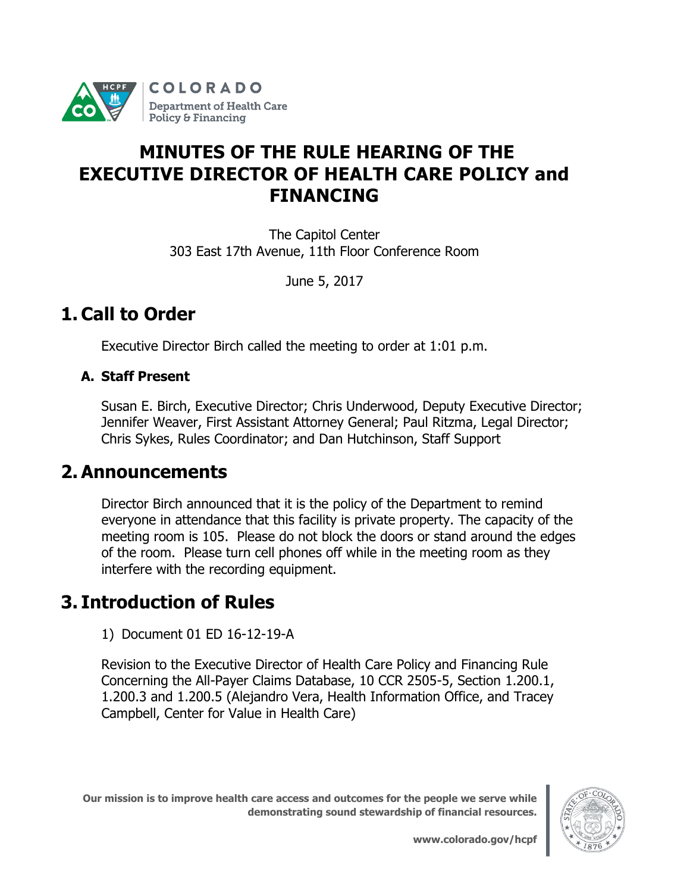# MINUTES OF THE RULE HEARING OF THE EXECUTIVE DIRECTOR OF HEALTH CARE POLICY and FINANCING

The Capitol Center
303 East 17th Avenue, 11th Floor Conference Room

June 5, 2017

## 1. Call to Order

Executive Director Birch called the meeting to order at 1:01 p.m.

### A. Staff Present

Susan E. Birch, Executive Director; Chris Underwood, Deputy Executive Director; Jennifer Weaver, First Assistant Attorney General; Paul Ritzma, Legal Director; Chris Sykes, Rules Coordinator; and Dan Hutchinson, Staff Support

## 2. Announcements

Director Birch announced that it is the policy of the Department to remind everyone in attendance that this facility is private property. The capacity of the meeting room is 105. Please do not block the doors or stand around the edges of the room. Please turn cell phones off while in the meeting room as they interfere with the recording equipment.

## 3. Introduction of Rules

1) Document 01 ED 16-12-19-A

Revision to the Executive Director of Health Care Policy and Financing Rule Concerning the All-Payer Claims Database, 10 CCR 2505-5, Section 1.200.1, 1.200.3 and 1.200.5 (Alejandro Vera, Health Information Office, and Tracey Campbell, Center for Value in Health Care)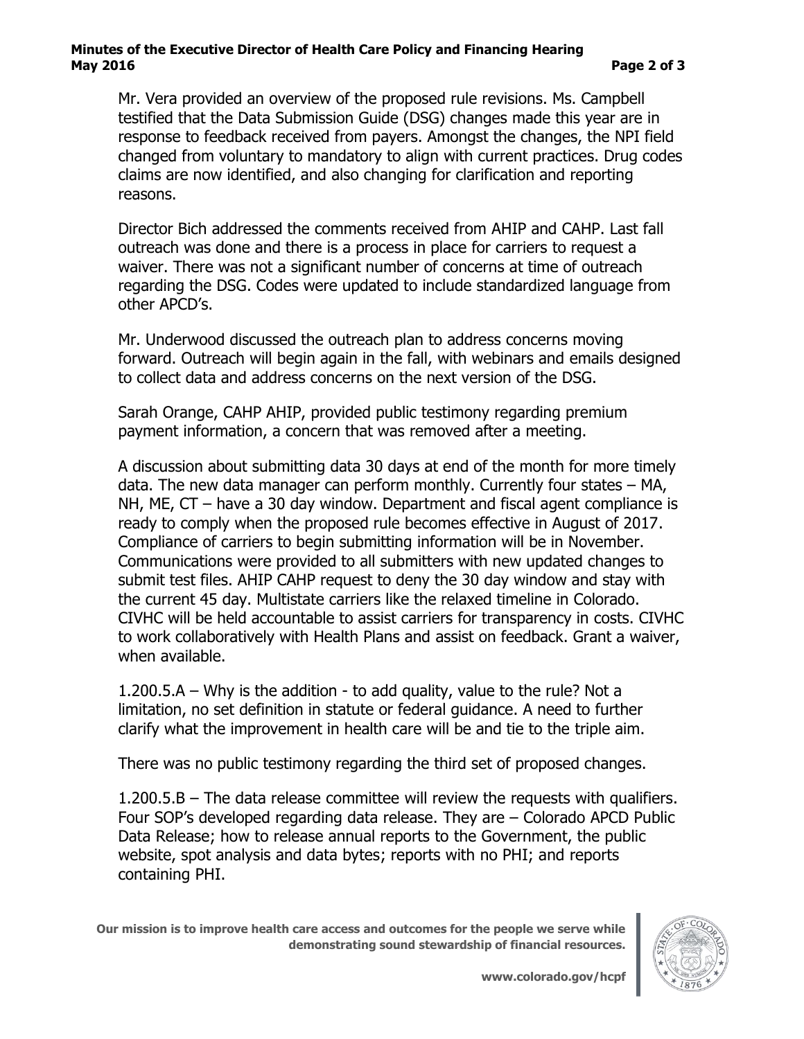Mr. Vera provided an overview of the proposed rule revisions. Ms. Campbell testified that the Data Submission Guide (DSG) changes made this year are in response to feedback received from payers. Amongst the changes, the NPI field changed from voluntary to mandatory to align with current practices. Drug codes claims are now identified, and also changing for clarification and reporting reasons.

Director Bich addressed the comments received from AHIP and CAHP. Last fall outreach was done and there is a process in place for carriers to request a waiver. There was not a significant number of concerns at time of outreach regarding the DSG. Codes were updated to include standardized language from other APCD's.

Mr. Underwood discussed the outreach plan to address concerns moving forward. Outreach will begin again in the fall, with webinars and emails designed to collect data and address concerns on the next version of the DSG.

Sarah Orange, CAHP AHIP, provided public testimony regarding premium payment information, a concern that was removed after a meeting.

A discussion about submitting data 30 days at end of the month for more timely data. The new data manager can perform monthly. Currently four states – MA, NH, ME, CT – have a 30 day window. Department and fiscal agent compliance is ready to comply when the proposed rule becomes effective in August of 2017. Compliance of carriers to begin submitting information will be in November. Communications were provided to all submitters with new updated changes to submit test files. AHIP CAHP request to deny the 30 day window and stay with the current 45 day. Multistate carriers like the relaxed timeline in Colorado. CIVHC will be held accountable to assist carriers for transparency in costs. CIVHC to work collaboratively with Health Plans and assist on feedback. Grant a waiver, when available.

1.200.5.A – Why is the addition - to add quality, value to the rule? Not a limitation, no set definition in statute or federal guidance. A need to further clarify what the improvement in health care will be and tie to the triple aim.

There was no public testimony regarding the third set of proposed changes.

1.200.5.B – The data release committee will review the requests with qualifiers. Four SOP's developed regarding data release. They are – Colorado APCD Public Data Release; how to release annual reports to the Government, the public website, spot analysis and data bytes; reports with no PHI; and reports containing PHI.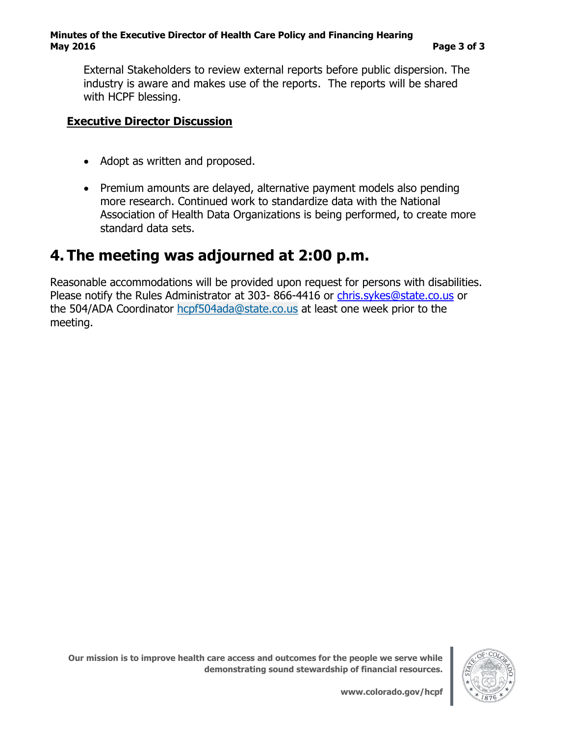External Stakeholders to review external reports before public dispersion. The industry is aware and makes use of the reports. The reports will be shared with HCPF blessing.

**Executive Director Discussion**

- Adopt as written and proposed.
- Premium amounts are delayed, alternative payment models also pending more research. Continued work to standardize data with the National Association of Health Data Organizations is being performed, to create more standard data sets.

# 4. The meeting was adjourned at 2:00 p.m.

Reasonable accommodations will be provided upon request for persons with disabilities. Please notify the Rules Administrator at 303- 866-4416 or chris.sykes@state.co.us or the 504/ADA Coordinator hcpf504ada@state.co.us at least one week prior to the meeting.

**Our mission is to improve health care access and outcomes for the people we serve while demonstrating sound stewardship of financial resources.**

**www.colorado.gov/hcpf**